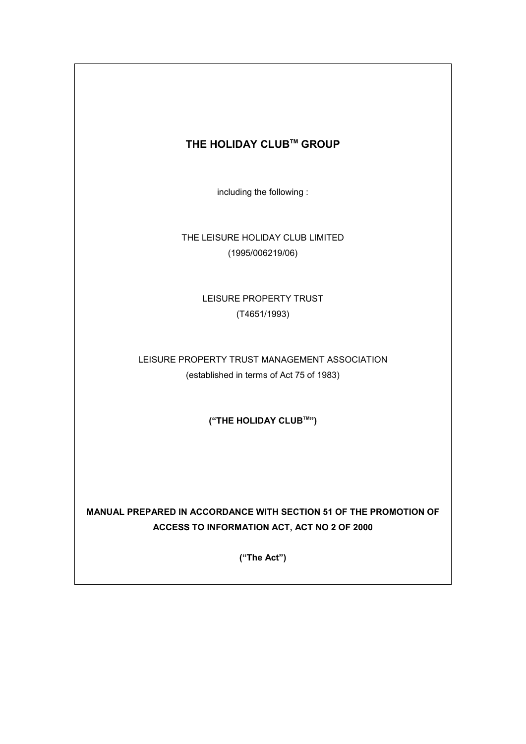# THE HOLIDAY CLUB™ GROUP

including the following :

THE LEISURE HOLIDAY CLUB LIMITED
(1995/006219/06)

LEISURE PROPERTY TRUST
(T4651/1993)

LEISURE PROPERTY TRUST MANAGEMENT ASSOCIATION
(established in terms of Act 75 of 1983)

**("THE HOLIDAY CLUB™")**

**MANUAL PREPARED IN ACCORDANCE WITH SECTION 51 OF THE PROMOTION OF ACCESS TO INFORMATION ACT, ACT NO 2 OF 2000**

**("The Act")**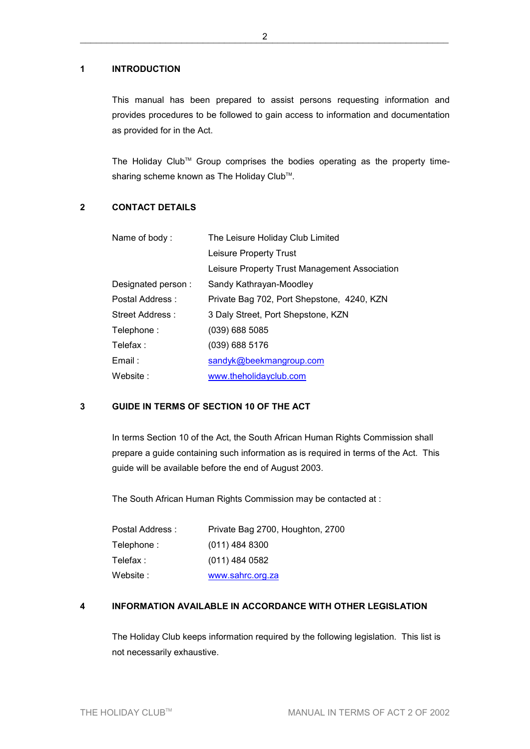## 1 INTRODUCTION

This manual has been prepared to assist persons requesting information and provides procedures to be followed to gain access to information and documentation as provided for in the Act.

The Holiday Club™ Group comprises the bodies operating as the property time-sharing scheme known as The Holiday Club™.

## 2 CONTACT DETAILS

| | |
|---|---|
| Name of body : | The Leisure Holiday Club Limited |
| | Leisure Property Trust |
| | Leisure Property Trust Management Association |
| Designated person : | Sandy Kathrayan-Moodley |
| Postal Address : | Private Bag 702, Port Shepstone, 4240, KZN |
| Street Address : | 3 Daly Street, Port Shepstone, KZN |
| Telephone : | (039) 688 5085 |
| Telefax : | (039) 688 5176 |
| Email : | sandyk@beekmangroup.com |
| Website : | www.theholidayclub.com |

## 3 GUIDE IN TERMS OF SECTION 10 OF THE ACT

In terms Section 10 of the Act, the South African Human Rights Commission shall prepare a guide containing such information as is required in terms of the Act. This guide will be available before the end of August 2003.

The South African Human Rights Commission may be contacted at :

| | |
|---|---|
| Postal Address : | Private Bag 2700, Houghton, 2700 |
| Telephone : | (011) 484 8300 |
| Telefax : | (011) 484 0582 |
| Website : | www.sahrc.org.za |

## 4 INFORMATION AVAILABLE IN ACCORDANCE WITH OTHER LEGISLATION

The Holiday Club keeps information required by the following legislation. This list is not necessarily exhaustive.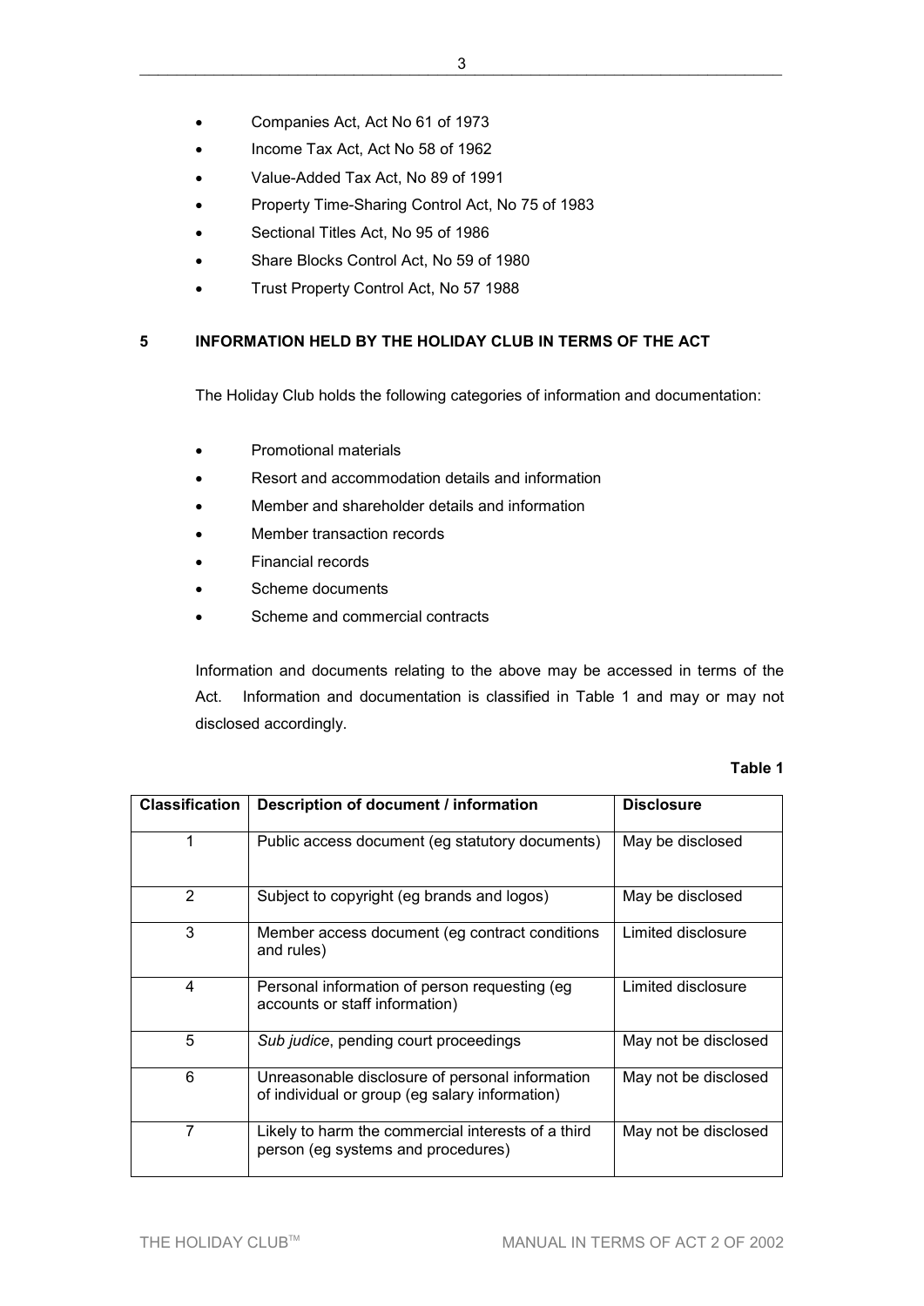- Companies Act, Act No 61 of 1973
- Income Tax Act, Act No 58 of 1962
- Value-Added Tax Act, No 89 of 1991
- Property Time-Sharing Control Act, No 75 of 1983
- Sectional Titles Act, No 95 of 1986
- Share Blocks Control Act, No 59 of 1980
- Trust Property Control Act, No 57 1988

## 5 INFORMATION HELD BY THE HOLIDAY CLUB IN TERMS OF THE ACT

The Holiday Club holds the following categories of information and documentation:

- Promotional materials
- Resort and accommodation details and information
- Member and shareholder details and information
- Member transaction records
- Financial records
- Scheme documents
- Scheme and commercial contracts

Information and documents relating to the above may be accessed in terms of the Act. Information and documentation is classified in Table 1 and may or may not disclosed accordingly.

**Table 1**

| Classification | Description of document / information | Disclosure |
|---|---|---|
| 1 | Public access document (eg statutory documents) | May be disclosed |
| 2 | Subject to copyright (eg brands and logos) | May be disclosed |
| 3 | Member access document (eg contract conditions and rules) | Limited disclosure |
| 4 | Personal information of person requesting (eg accounts or staff information) | Limited disclosure |
| 5 | *Sub judice*, pending court proceedings | May not be disclosed |
| 6 | Unreasonable disclosure of personal information of individual or group (eg salary information) | May not be disclosed |
| 7 | Likely to harm the commercial interests of a third person (eg systems and procedures) | May not be disclosed |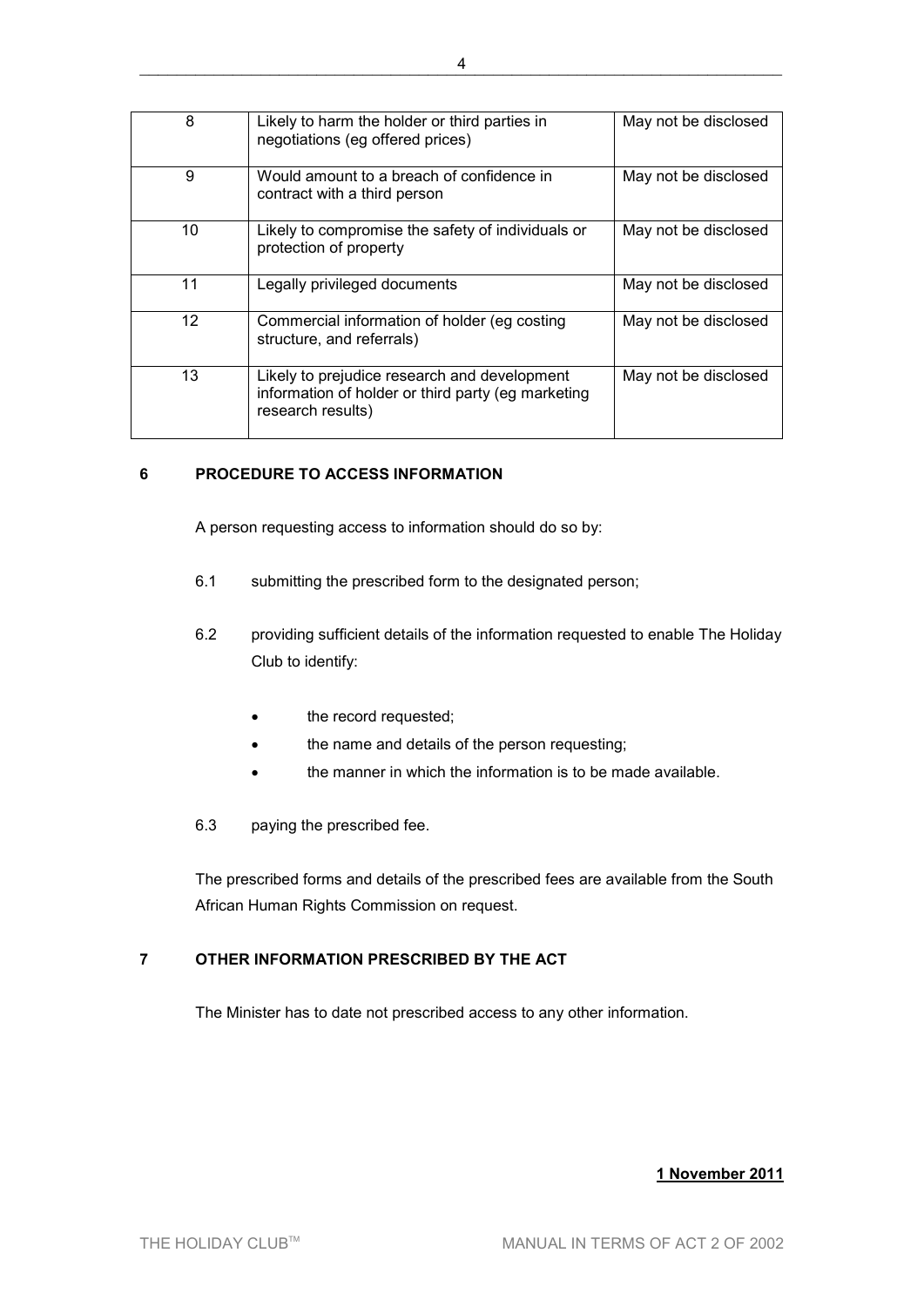| 8 | Likely to harm the holder or third parties in negotiations (eg offered prices) | May not be disclosed |
|---|---|---|
| 9 | Would amount to a breach of confidence in contract with a third person | May not be disclosed |
| 10 | Likely to compromise the safety of individuals or protection of property | May not be disclosed |
| 11 | Legally privileged documents | May not be disclosed |
| 12 | Commercial information of holder (eg costing structure, and referrals) | May not be disclosed |
| 13 | Likely to prejudice research and development information of holder or third party (eg marketing research results) | May not be disclosed |

## 6 PROCEDURE TO ACCESS INFORMATION

A person requesting access to information should do so by:

6.1 submitting the prescribed form to the designated person;

6.2 providing sufficient details of the information requested to enable The Holiday Club to identify:

- the record requested;
- the name and details of the person requesting;
- the manner in which the information is to be made available.

6.3 paying the prescribed fee.

The prescribed forms and details of the prescribed fees are available from the South African Human Rights Commission on request.

## 7 OTHER INFORMATION PRESCRIBED BY THE ACT

The Minister has to date not prescribed access to any other information.

**1 November 2011**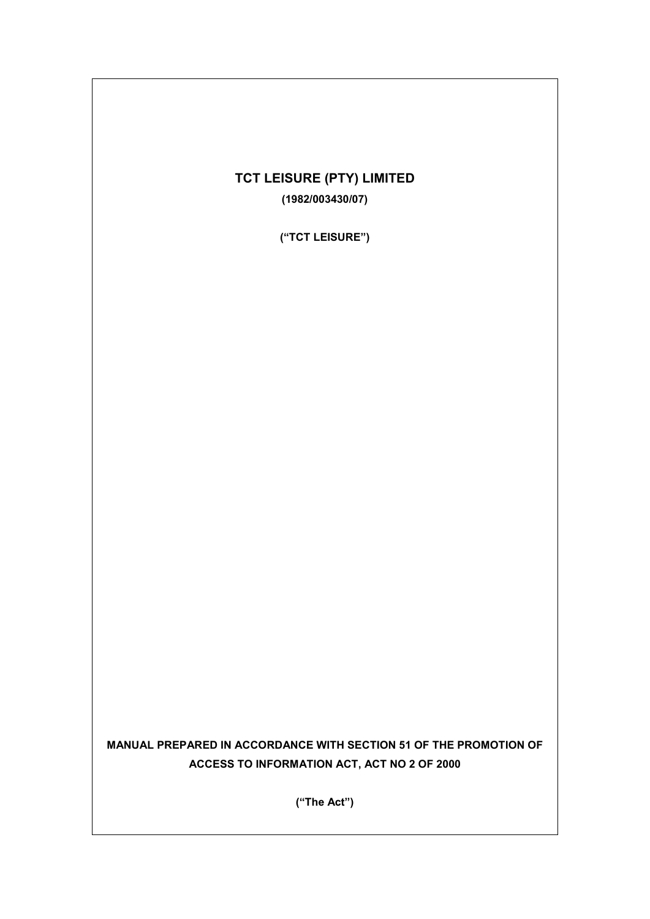# TCT LEISURE (PTY) LIMITED

**(1982/003430/07)**

**("TCT LEISURE")**

**MANUAL PREPARED IN ACCORDANCE WITH SECTION 51 OF THE PROMOTION OF ACCESS TO INFORMATION ACT, ACT NO 2 OF 2000**

**("The Act")**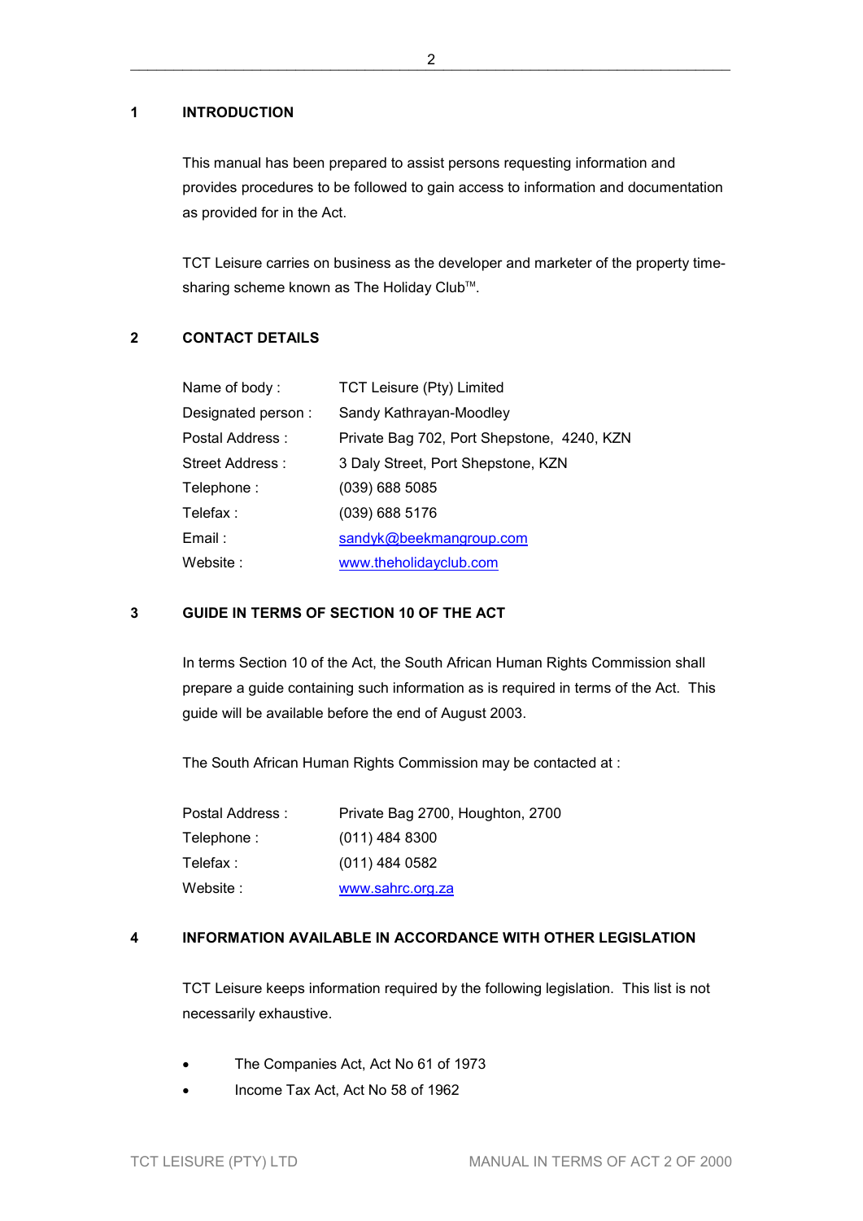## 1 INTRODUCTION

This manual has been prepared to assist persons requesting information and provides procedures to be followed to gain access to information and documentation as provided for in the Act.

TCT Leisure carries on business as the developer and marketer of the property time-sharing scheme known as The Holiday Club™.

## 2 CONTACT DETAILS

| | |
|---|---|
| Name of body : | TCT Leisure (Pty) Limited |
| Designated person : | Sandy Kathrayan-Moodley |
| Postal Address : | Private Bag 702, Port Shepstone, 4240, KZN |
| Street Address : | 3 Daly Street, Port Shepstone, KZN |
| Telephone : | (039) 688 5085 |
| Telefax : | (039) 688 5176 |
| Email : | sandyk@beekmangroup.com |
| Website : | www.theholidayclub.com |

## 3 GUIDE IN TERMS OF SECTION 10 OF THE ACT

In terms Section 10 of the Act, the South African Human Rights Commission shall prepare a guide containing such information as is required in terms of the Act. This guide will be available before the end of August 2003.

The South African Human Rights Commission may be contacted at :

| | |
|---|---|
| Postal Address : | Private Bag 2700, Houghton, 2700 |
| Telephone : | (011) 484 8300 |
| Telefax : | (011) 484 0582 |
| Website : | www.sahrc.org.za |

## 4 INFORMATION AVAILABLE IN ACCORDANCE WITH OTHER LEGISLATION

TCT Leisure keeps information required by the following legislation. This list is not necessarily exhaustive.

- The Companies Act, Act No 61 of 1973
- Income Tax Act, Act No 58 of 1962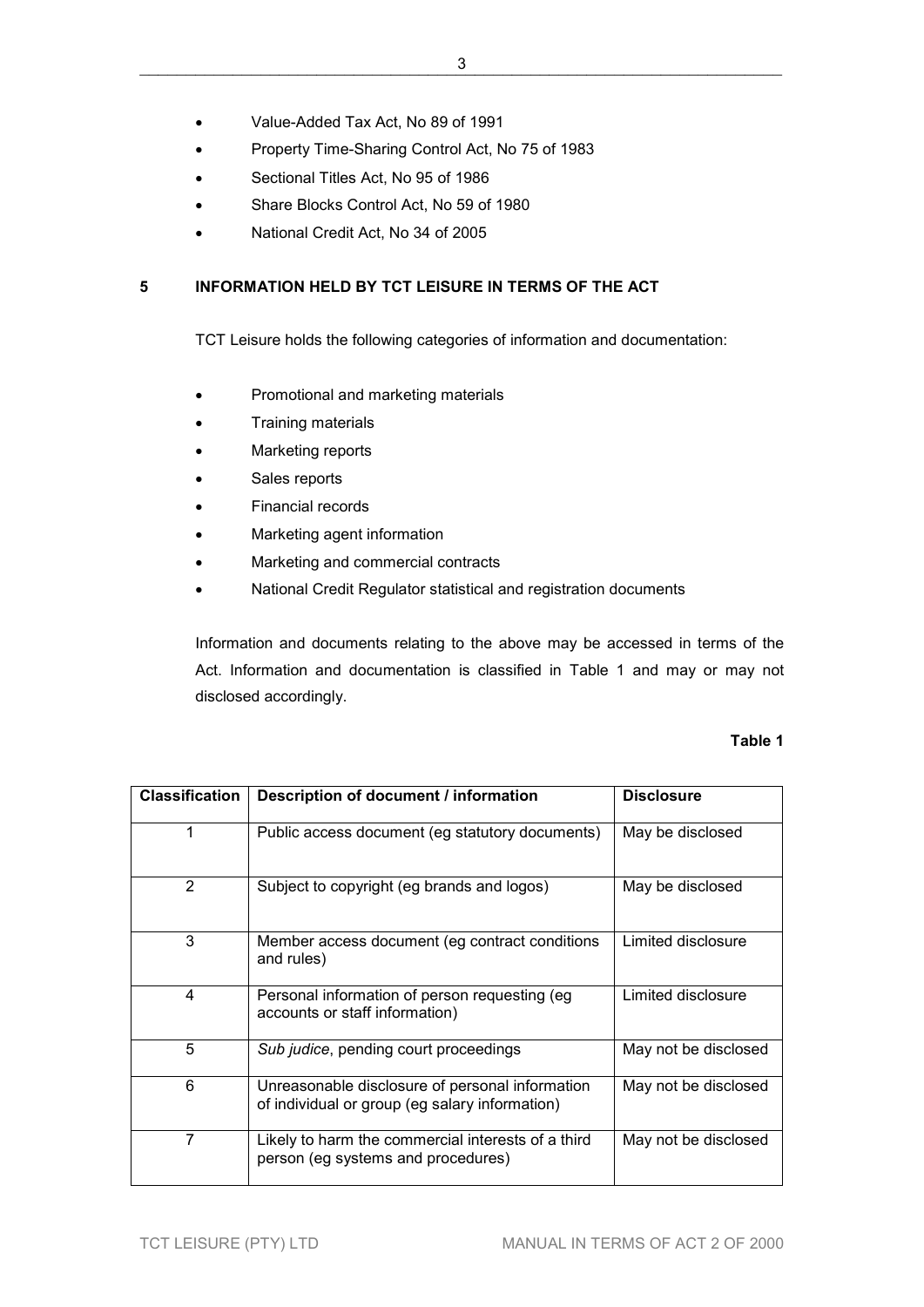- Value-Added Tax Act, No 89 of 1991
- Property Time-Sharing Control Act, No 75 of 1983
- Sectional Titles Act, No 95 of 1986
- Share Blocks Control Act, No 59 of 1980
- National Credit Act, No 34 of 2005

## 5 INFORMATION HELD BY TCT LEISURE IN TERMS OF THE ACT

TCT Leisure holds the following categories of information and documentation:

- Promotional and marketing materials
- Training materials
- Marketing reports
- Sales reports
- Financial records
- Marketing agent information
- Marketing and commercial contracts
- National Credit Regulator statistical and registration documents

Information and documents relating to the above may be accessed in terms of the Act. Information and documentation is classified in Table 1 and may or may not disclosed accordingly.

**Table 1**

| Classification | Description of document / information | Disclosure |
|---|---|---|
| 1 | Public access document (eg statutory documents) | May be disclosed |
| 2 | Subject to copyright (eg brands and logos) | May be disclosed |
| 3 | Member access document (eg contract conditions and rules) | Limited disclosure |
| 4 | Personal information of person requesting (eg accounts or staff information) | Limited disclosure |
| 5 | *Sub judice*, pending court proceedings | May not be disclosed |
| 6 | Unreasonable disclosure of personal information of individual or group (eg salary information) | May not be disclosed |
| 7 | Likely to harm the commercial interests of a third person (eg systems and procedures) | May not be disclosed |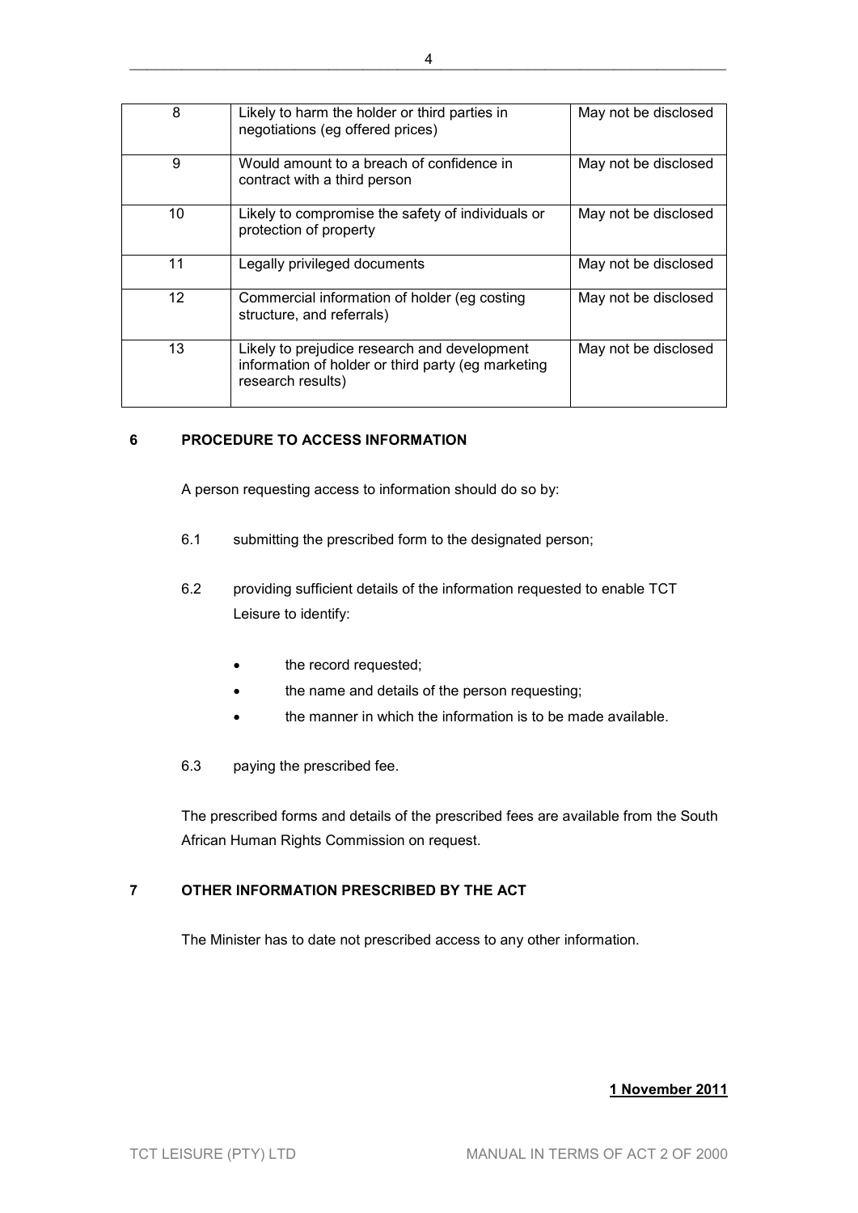| | | |
|---|---|---|
| 8 | Likely to harm the holder or third parties in negotiations (eg offered prices) | May not be disclosed |
| 9 | Would amount to a breach of confidence in contract with a third person | May not be disclosed |
| 10 | Likely to compromise the safety of individuals or protection of property | May not be disclosed |
| 11 | Legally privileged documents | May not be disclosed |
| 12 | Commercial information of holder (eg costing structure, and referrals) | May not be disclosed |
| 13 | Likely to prejudice research and development information of holder or third party (eg marketing research results) | May not be disclosed |

## 6 PROCEDURE TO ACCESS INFORMATION

A person requesting access to information should do so by:

6.1 submitting the prescribed form to the designated person;

6.2 providing sufficient details of the information requested to enable TCT Leisure to identify:

- the record requested;
- the name and details of the person requesting;
- the manner in which the information is to be made available.

6.3 paying the prescribed fee.

The prescribed forms and details of the prescribed fees are available from the South African Human Rights Commission on request.

## 7 OTHER INFORMATION PRESCRIBED BY THE ACT

The Minister has to date not prescribed access to any other information.

**1 November 2011**